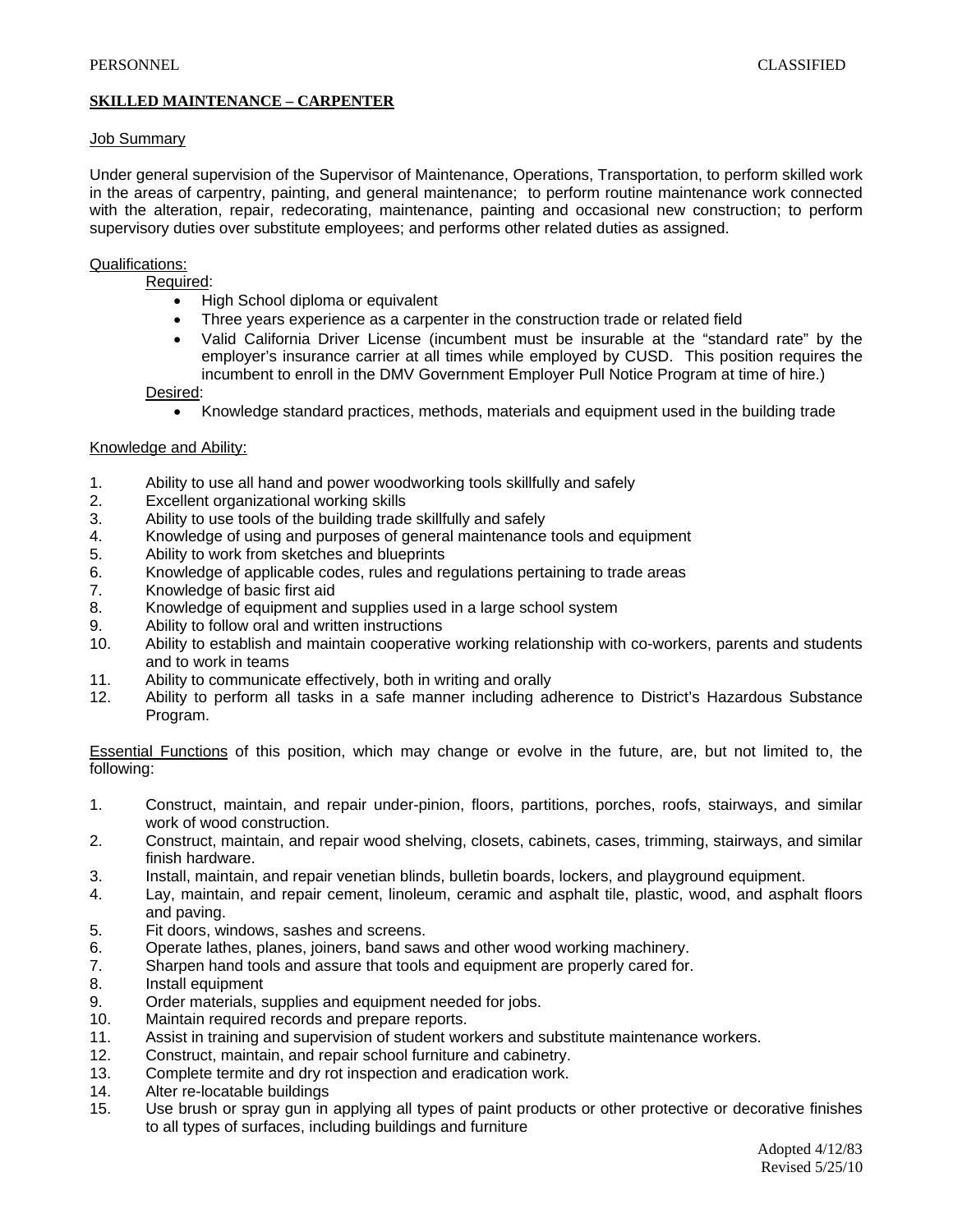PERSONNEL CLASSIFIED

**SKILLED MAINTENANCE – CARPENTER**

Job Summary

Under general supervision of the Supervisor of Maintenance, Operations, Transportation, to perform skilled work in the areas of carpentry, painting, and general maintenance; to perform routine maintenance work connected with the alteration, repair, redecorating, maintenance, painting and occasional new construction; to perform supervisory duties over substitute employees; and performs other related duties as assigned.

Qualifications:

Required:

- High School diploma or equivalent
- Three years experience as a carpenter in the construction trade or related field
- Valid California Driver License (incumbent must be insurable at the "standard rate" by the employer's insurance carrier at all times while employed by CUSD. This position requires the incumbent to enroll in the DMV Government Employer Pull Notice Program at time of hire.)

Desired:

- Knowledge standard practices, methods, materials and equipment used in the building trade

Knowledge and Ability:

1. Ability to use all hand and power woodworking tools skillfully and safely
2. Excellent organizational working skills
3. Ability to use tools of the building trade skillfully and safely
4. Knowledge of using and purposes of general maintenance tools and equipment
5. Ability to work from sketches and blueprints
6. Knowledge of applicable codes, rules and regulations pertaining to trade areas
7. Knowledge of basic first aid
8. Knowledge of equipment and supplies used in a large school system
9. Ability to follow oral and written instructions
10. Ability to establish and maintain cooperative working relationship with co-workers, parents and students and to work in teams
11. Ability to communicate effectively, both in writing and orally
12. Ability to perform all tasks in a safe manner including adherence to District's Hazardous Substance Program.

Essential Functions of this position, which may change or evolve in the future, are, but not limited to, the following:

1. Construct, maintain, and repair under-pinion, floors, partitions, porches, roofs, stairways, and similar work of wood construction.
2. Construct, maintain, and repair wood shelving, closets, cabinets, cases, trimming, stairways, and similar finish hardware.
3. Install, maintain, and repair venetian blinds, bulletin boards, lockers, and playground equipment.
4. Lay, maintain, and repair cement, linoleum, ceramic and asphalt tile, plastic, wood, and asphalt floors and paving.
5. Fit doors, windows, sashes and screens.
6. Operate lathes, planes, joiners, band saws and other wood working machinery.
7. Sharpen hand tools and assure that tools and equipment are properly cared for.
8. Install equipment
9. Order materials, supplies and equipment needed for jobs.
10. Maintain required records and prepare reports.
11. Assist in training and supervision of student workers and substitute maintenance workers.
12. Construct, maintain, and repair school furniture and cabinetry.
13. Complete termite and dry rot inspection and eradication work.
14. Alter re-locatable buildings
15. Use brush or spray gun in applying all types of paint products or other protective or decorative finishes to all types of surfaces, including buildings and furniture

Adopted 4/12/83
Revised 5/25/10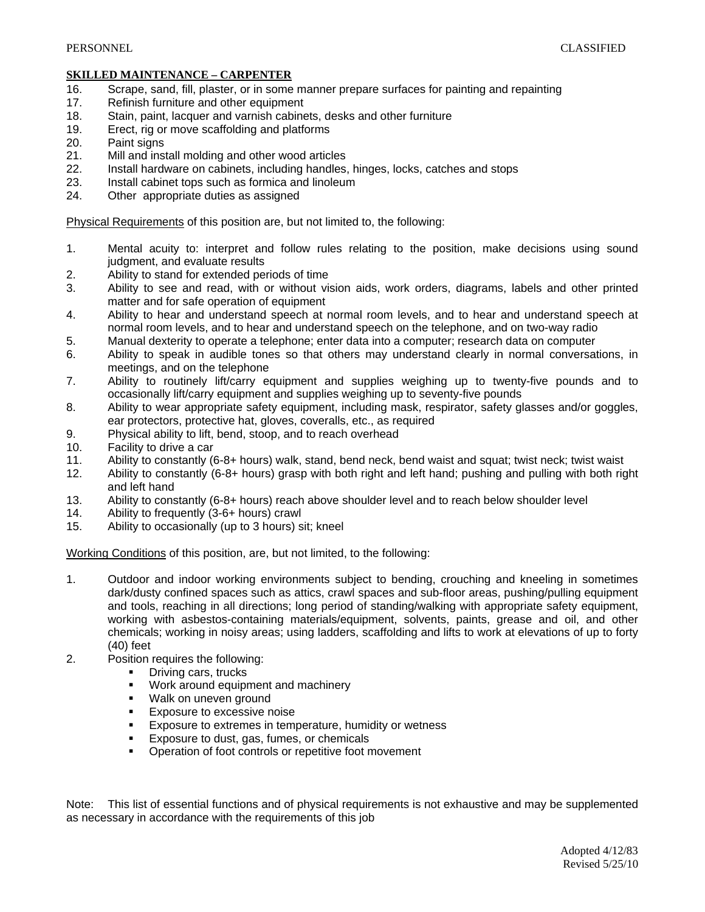**SKILLED MAINTENANCE – CARPENTER**

16. Scrape, sand, fill, plaster, or in some manner prepare surfaces for painting and repainting
17. Refinish furniture and other equipment
18. Stain, paint, lacquer and varnish cabinets, desks and other furniture
19. Erect, rig or move scaffolding and platforms
20. Paint signs
21. Mill and install molding and other wood articles
22. Install hardware on cabinets, including handles, hinges, locks, catches and stops
23. Install cabinet tops such as formica and linoleum
24. Other appropriate duties as assigned

Physical Requirements of this position are, but not limited to, the following:

1. Mental acuity to: interpret and follow rules relating to the position, make decisions using sound judgment, and evaluate results
2. Ability to stand for extended periods of time
3. Ability to see and read, with or without vision aids, work orders, diagrams, labels and other printed matter and for safe operation of equipment
4. Ability to hear and understand speech at normal room levels, and to hear and understand speech at normal room levels, and to hear and understand speech on the telephone, and on two-way radio
5. Manual dexterity to operate a telephone; enter data into a computer; research data on computer
6. Ability to speak in audible tones so that others may understand clearly in normal conversations, in meetings, and on the telephone
7. Ability to routinely lift/carry equipment and supplies weighing up to twenty-five pounds and to occasionally lift/carry equipment and supplies weighing up to seventy-five pounds
8. Ability to wear appropriate safety equipment, including mask, respirator, safety glasses and/or goggles, ear protectors, protective hat, gloves, coveralls, etc., as required
9. Physical ability to lift, bend, stoop, and to reach overhead
10. Facility to drive a car
11. Ability to constantly (6-8+ hours) walk, stand, bend neck, bend waist and squat; twist neck; twist waist
12. Ability to constantly (6-8+ hours) grasp with both right and left hand; pushing and pulling with both right and left hand
13. Ability to constantly (6-8+ hours) reach above shoulder level and to reach below shoulder level
14. Ability to frequently (3-6+ hours) crawl
15. Ability to occasionally (up to 3 hours) sit; kneel

Working Conditions of this position, are, but not limited, to the following:

1. Outdoor and indoor working environments subject to bending, crouching and kneeling in sometimes dark/dusty confined spaces such as attics, crawl spaces and sub-floor areas, pushing/pulling equipment and tools, reaching in all directions; long period of standing/walking with appropriate safety equipment, working with asbestos-containing materials/equipment, solvents, paints, grease and oil, and other chemicals; working in noisy areas; using ladders, scaffolding and lifts to work at elevations of up to forty (40) feet
2. Position requires the following:
   - Driving cars, trucks
   - Work around equipment and machinery
   - Walk on uneven ground
   - Exposure to excessive noise
   - Exposure to extremes in temperature, humidity or wetness
   - Exposure to dust, gas, fumes, or chemicals
   - Operation of foot controls or repetitive foot movement

Note: This list of essential functions and of physical requirements is not exhaustive and may be supplemented as necessary in accordance with the requirements of this job

Adopted 4/12/83
Revised 5/25/10